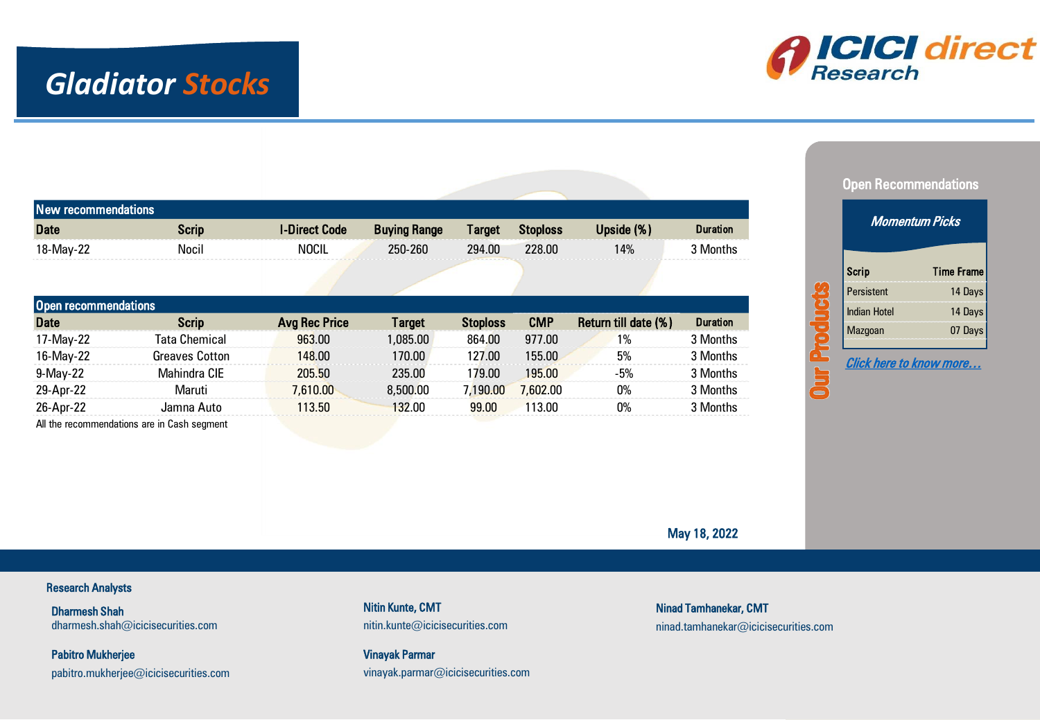# Gladiator Stocks

ICICI direct Research

### New recommendations

| Date | Scrip | I-Direct Code | Buying Range | Target | Stoploss | Upside (%) | Duration |
|---|---|---|---|---|---|---|---|
| 18-May-22 | Nocil | NOCIL | 250-260 | 294.00 | 228.00 | 14% | 3 Months |

### Open recommendations

| Date | Scrip | Avg Rec Price | Target | Stoploss | CMP | Return till date (%) | Duration |
|---|---|---|---|---|---|---|---|
| 17-May-22 | Tata Chemical | 963.00 | 1,085.00 | 864.00 | 977.00 | 1% | 3 Months |
| 16-May-22 | Greaves Cotton | 148.00 | 170.00 | 127.00 | 155.00 | 5% | 3 Months |
| 9-May-22 | Mahindra CIE | 205.50 | 235.00 | 179.00 | 195.00 | -5% | 3 Months |
| 29-Apr-22 | Maruti | 7,610.00 | 8,500.00 | 7,190.00 | 7,602.00 | 0% | 3 Months |
| 26-Apr-22 | Jamna Auto | 113.50 | 132.00 | 99.00 | 113.00 | 0% | 3 Months |

All the recommendations are in Cash segment

## Our Products

### Open Recommendations

*Momentum Picks*

| Scrip | Time Frame |
|---|---|
| Persistent | 14 Days |
| Indian Hotel | 14 Days |
| Mazgoan | 07 Days |

*Click here to know more…*

May 18, 2022

### Research Analysts

**Dharmesh Shah**
dharmesh.shah@icicisecurities.com

**Nitin Kunte, CMT**
nitin.kunte@icicisecurities.com

**Ninad Tamhanekar, CMT**
ninad.tamhanekar@icicisecurities.com

**Pabitro Mukherjee**
pabitro.mukherjee@icicisecurities.com

**Vinayak Parmar**
vinayak.parmar@icicisecurities.com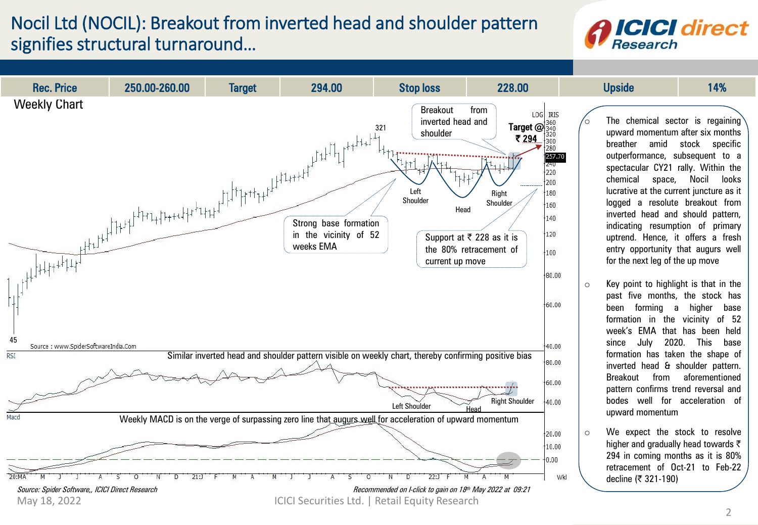# Nocil Ltd (NOCIL): Breakout from inverted head and shoulder pattern signifies structural turnaround…

| Rec. Price | 250.00-260.00 | Target | 294.00 | Stop loss | 228.00 | Upside | 14% |
|---|---|---|---|---|---|---|---|

Weekly Chart

Breakout from inverted head and shoulder

Target @ ₹ 294

321

Left Shoulder

Head

Right Shoulder

Strong base formation in the vicinity of 52 weeks EMA

Support at ₹ 228 as it is the 80% retracement of current up move

45

Source : www.SpiderSoftwareIndia.Com

Similar inverted head and shoulder pattern visible on weekly chart, thereby confirming positive bias

Weekly MACD is on the verge of surpassing zero line that augurs well for acceleration of upward momentum

- The chemical sector is regaining upward momentum after six months breather amid stock specific outperformance, subsequent to a spectacular CY21 rally. Within the chemical space, Nocil looks lucrative at the current juncture as it logged a resolute breakout from inverted head and should pattern, indicating resumption of primary uptrend. Hence, it offers a fresh entry opportunity that augurs well for the next leg of the up move
- Key point to highlight is that in the past five months, the stock has been forming a higher base formation in the vicinity of 52 week's EMA that has been held since July 2020. This base formation has taken the shape of inverted head & shoulder pattern. Breakout from aforementioned pattern confirms trend reversal and bodes well for acceleration of upward momentum
- We expect the stock to resolve higher and gradually head towards ₹ 294 in coming months as it is 80% retracement of Oct-21 to Feb-22 decline (₹ 321-190)

*Source: Spider Software,, ICICI Direct Research*

*Recommended on I-click to gain on 18th May 2022 at 09:21*

May 18, 2022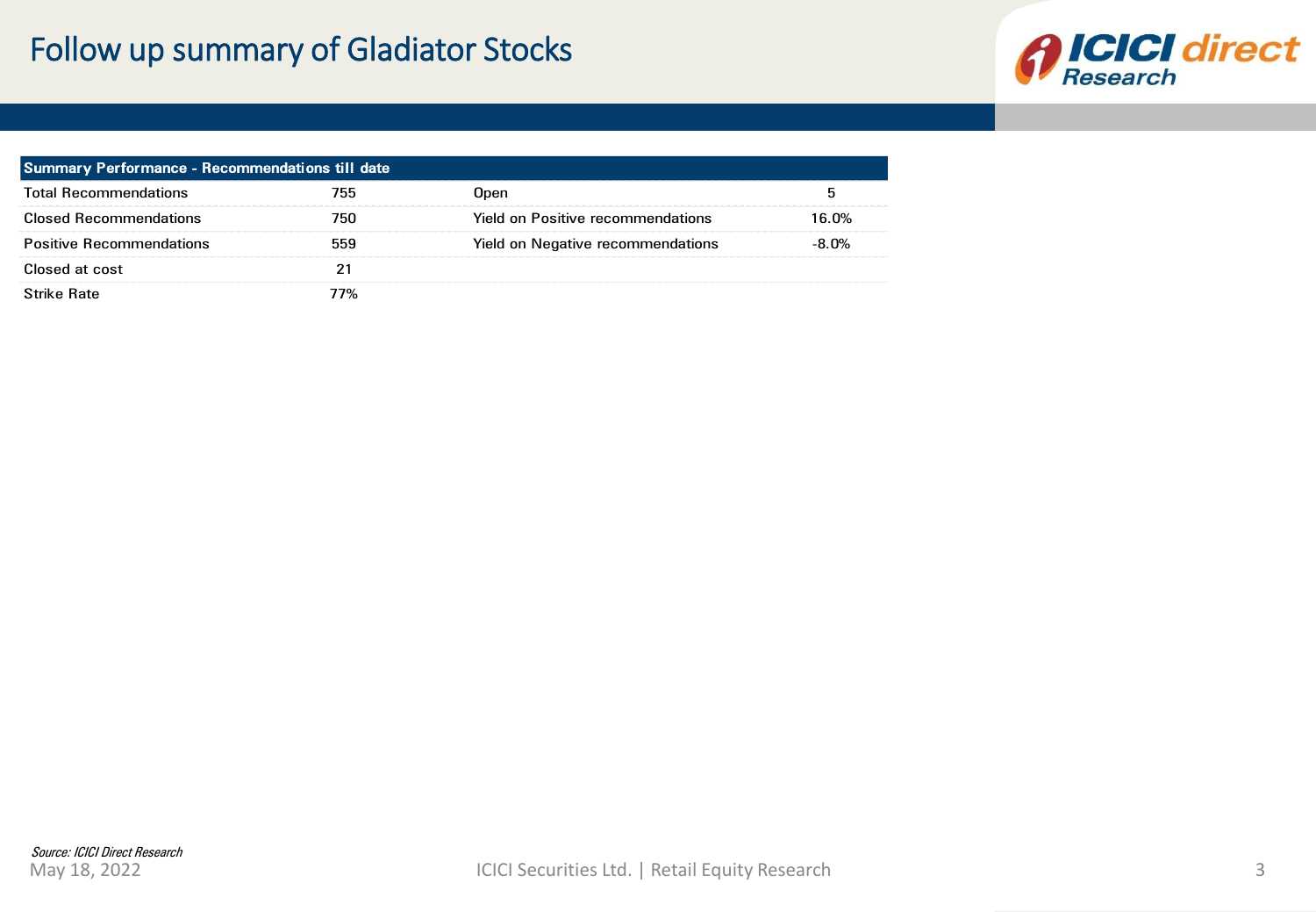# Follow up summary of Gladiator Stocks

| Summary Performance - Recommendations till date | | | |
|---|---|---|---|
| Total Recommendations | 755 | Open | 5 |
| Closed Recommendations | 750 | Yield on Positive recommendations | 16.0% |
| Positive Recommendations | 559 | Yield on Negative recommendations | -8.0% |
| Closed at cost | 21 | | |
| Strike Rate | 77% | | |

*Source: ICICI Direct Research*

May 18, 2022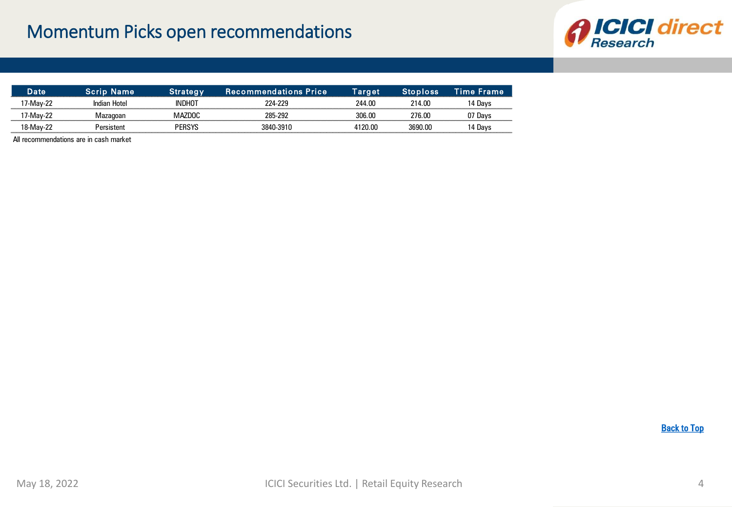# Momentum Picks open recommendations

| Date | Scrip Name | Strategy | Recommendations Price | Target | Stoploss | Time Frame |
|---|---|---|---|---|---|---|
| 17-May-22 | Indian Hotel | INDHOT | 224-229 | 244.00 | 214.00 | 14 Days |
| 17-May-22 | Mazagoan | MAZDOC | 285-292 | 306.00 | 276.00 | 07 Days |
| 18-May-22 | Persistent | PERSYS | 3840-3910 | 4120.00 | 3690.00 | 14 Days |

All recommendations are in cash market

Back to Top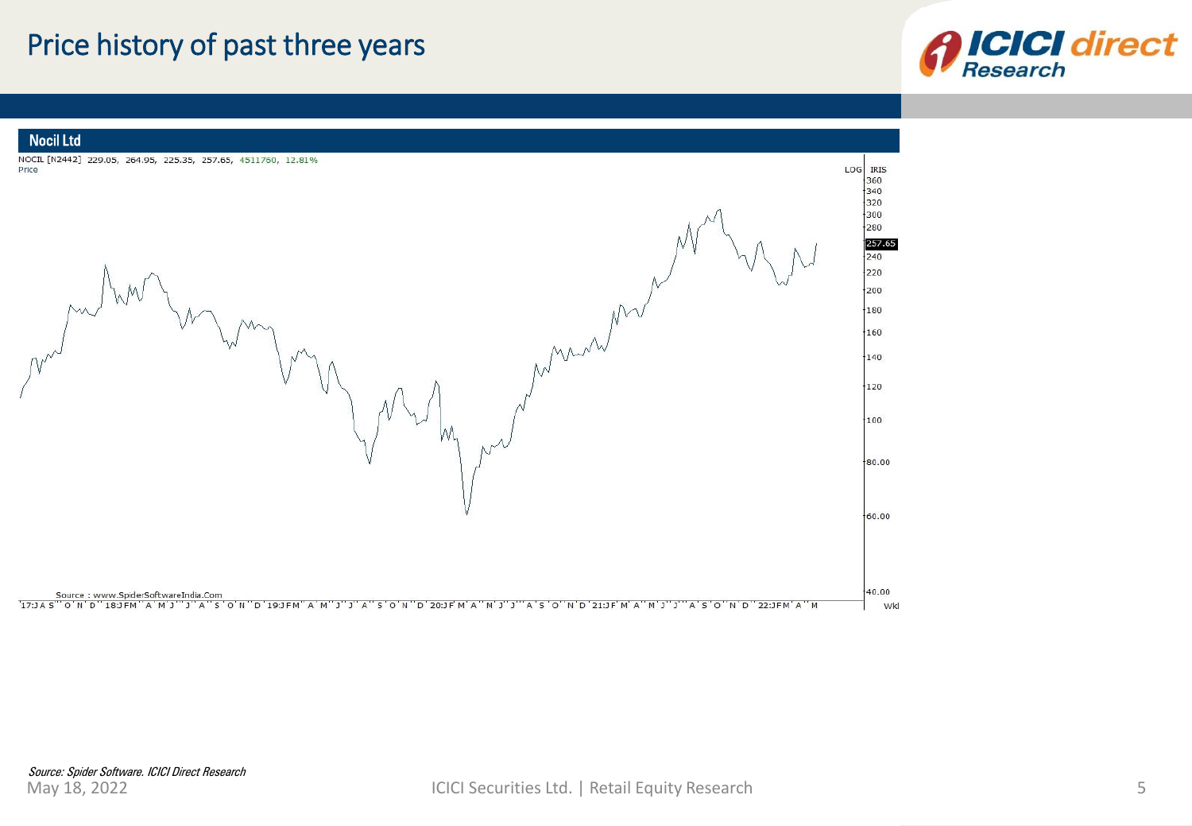# Price history of past three years

## Nocil Ltd

NOCIL [N2442] 229.05, 264.95, 225.35, 257.65, 4511760, 12.81%

Price

Source : www.SpiderSoftwareIndia.Com

*Source: Spider Software. ICICI Direct Research*

May 18, 2022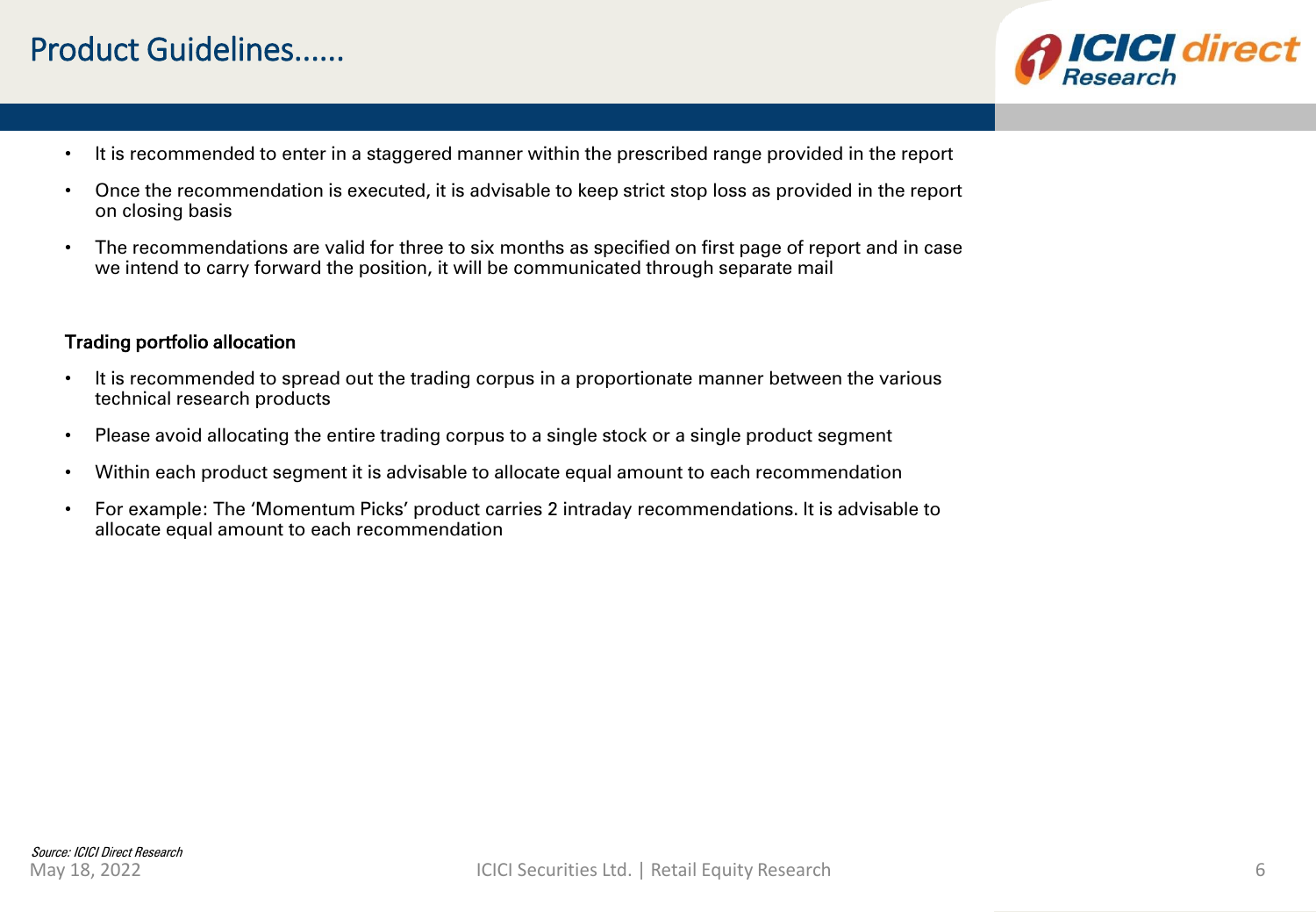# Product Guidelines......

- It is recommended to enter in a staggered manner within the prescribed range provided in the report
- Once the recommendation is executed, it is advisable to keep strict stop loss as provided in the report on closing basis
- The recommendations are valid for three to six months as specified on first page of report and in case we intend to carry forward the position, it will be communicated through separate mail

**Trading portfolio allocation**

- It is recommended to spread out the trading corpus in a proportionate manner between the various technical research products
- Please avoid allocating the entire trading corpus to a single stock or a single product segment
- Within each product segment it is advisable to allocate equal amount to each recommendation
- For example: The 'Momentum Picks' product carries 2 intraday recommendations. It is advisable to allocate equal amount to each recommendation

*Source: ICICI Direct Research*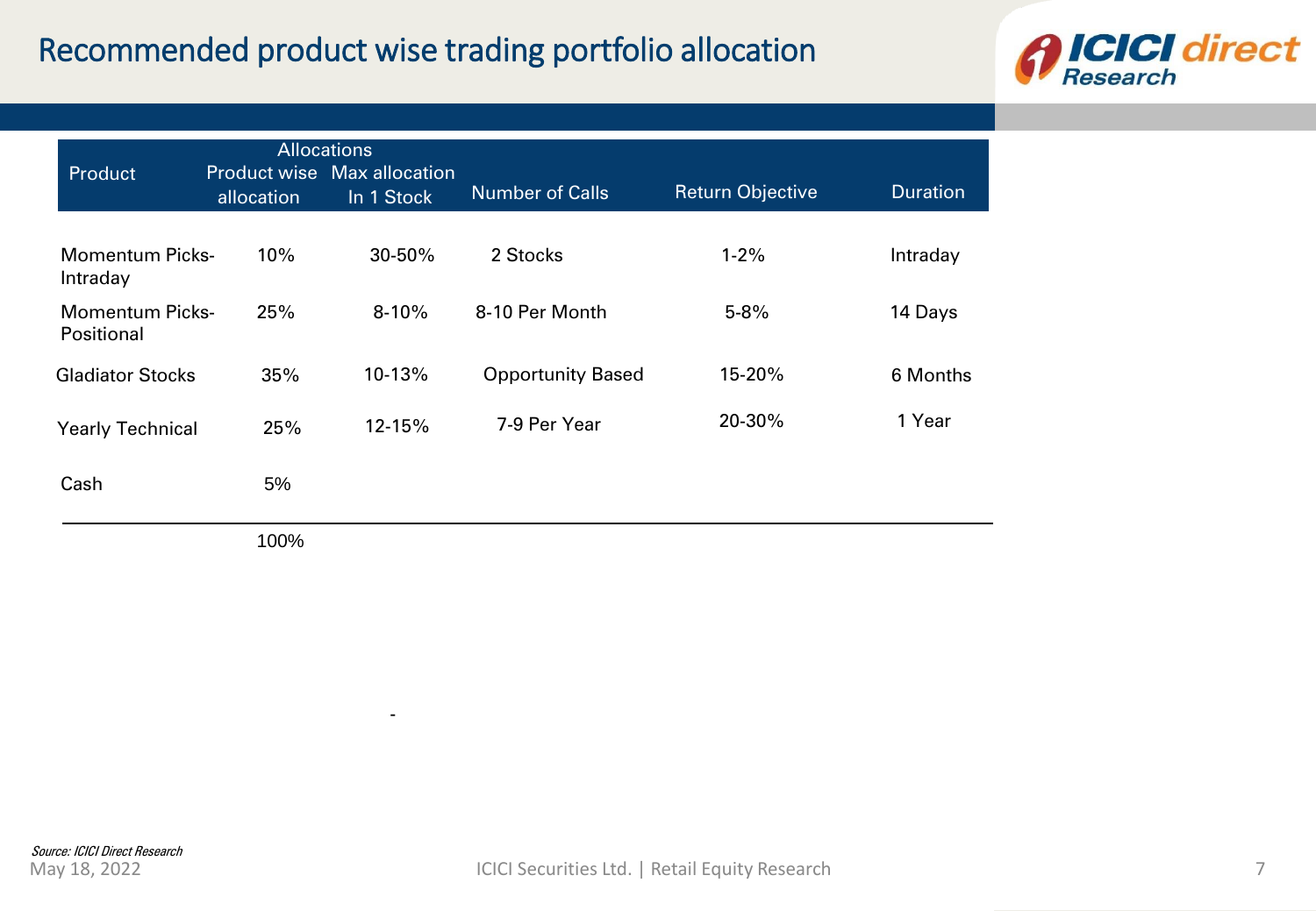# Recommended product wise trading portfolio allocation

| Product | Allocations | | Number of Calls | Return Objective | Duration |
|---|---|---|---|---|---|
| | Product wise allocation | Max allocation In 1 Stock | | | |
| Momentum Picks-Intraday | 10% | 30-50% | 2 Stocks | 1-2% | Intraday |
| Momentum Picks-Positional | 25% | 8-10% | 8-10 Per Month | 5-8% | 14 Days |
| Gladiator Stocks | 35% | 10-13% | Opportunity Based | 15-20% | 6 Months |
| Yearly Technical | 25% | 12-15% | 7-9 Per Year | 20-30% | 1 Year |
| Cash | 5% | | | | |
| | 100% | | | | |

-

*Source: ICICI Direct Research*

May 18, 2022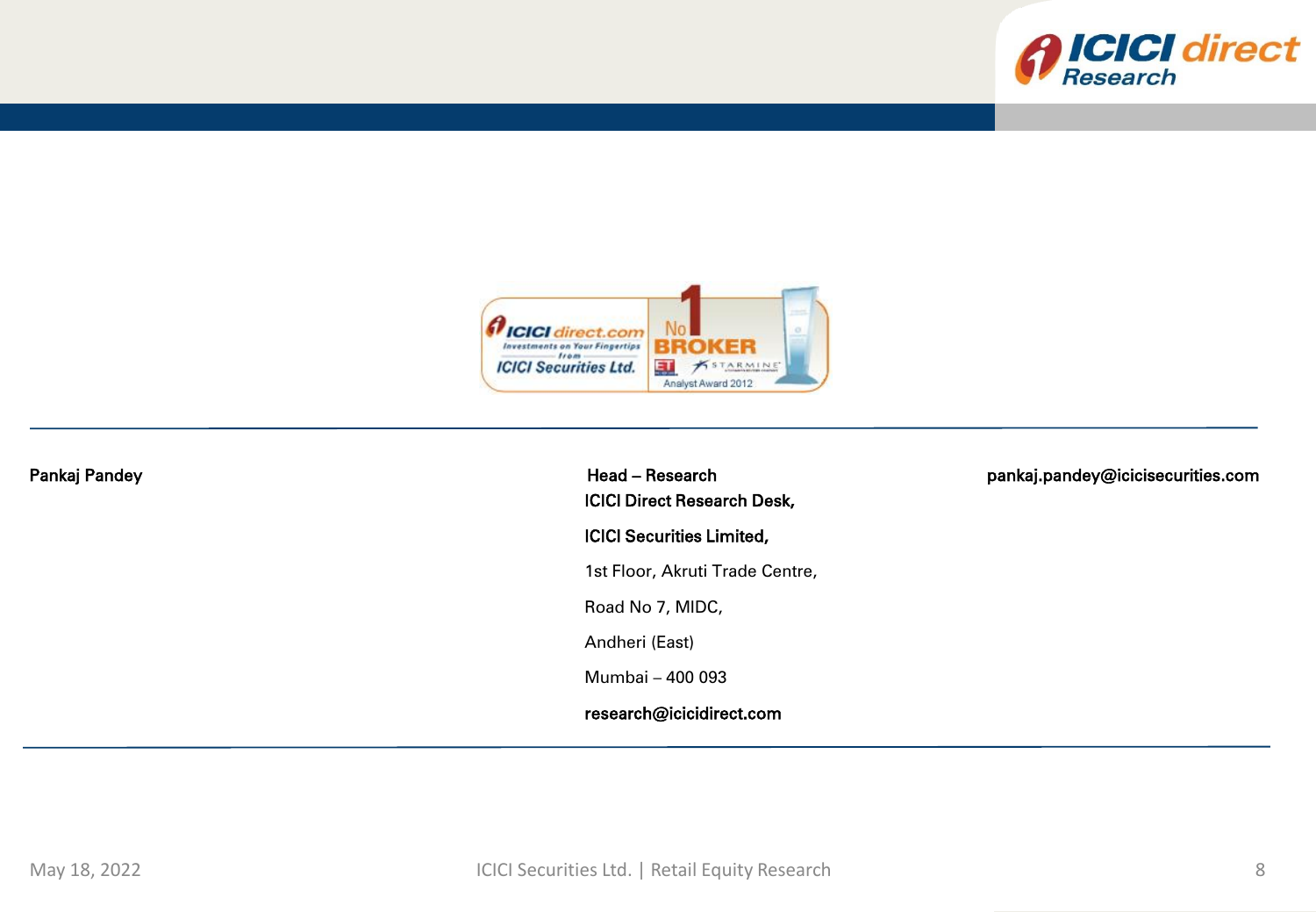| Pankaj Pandey | Head – Research | pankaj.pandey@icicisecurities.com |
|---|---|---|

**ICICI Direct Research Desk,**

**ICICI Securities Limited,**

1st Floor, Akruti Trade Centre,

Road No 7, MIDC,

Andheri (East)

Mumbai – 400 093

**research@icicidirect.com**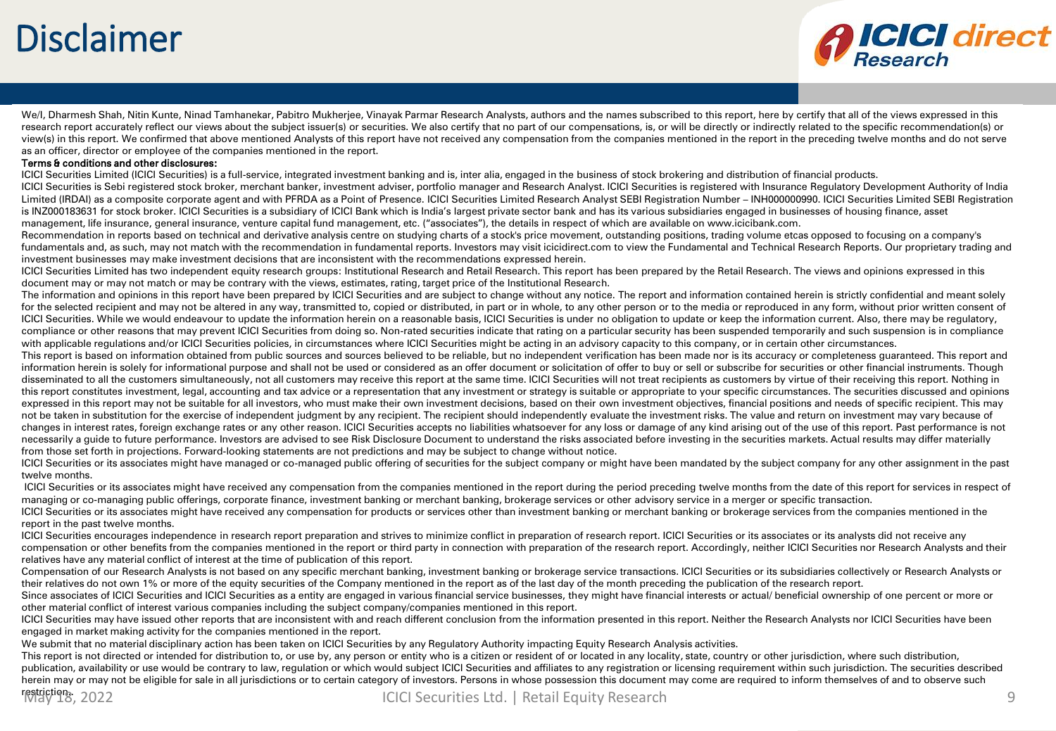# Disclaimer

We/I, Dharmesh Shah, Nitin Kunte, Ninad Tamhanekar, Pabitro Mukherjee, Vinayak Parmar Research Analysts, authors and the names subscribed to this report, here by certify that all of the views expressed in this research report accurately reflect our views about the subject issuer(s) or securities. We also certify that no part of our compensations, is, or will be directly or indirectly related to the specific recommendation(s) or view(s) in this report. We confirmed that above mentioned Analysts of this report have not received any compensation from the companies mentioned in the report in the preceding twelve months and do not serve as an officer, director or employee of the companies mentioned in the report.

**Terms & conditions and other disclosures:**

ICICI Securities Limited (ICICI Securities) is a full-service, integrated investment banking and is, inter alia, engaged in the business of stock brokering and distribution of financial products.

ICICI Securities is Sebi registered stock broker, merchant banker, investment adviser, portfolio manager and Research Analyst. ICICI Securities is registered with Insurance Regulatory Development Authority of India Limited (IRDAI) as a composite corporate agent and with PFRDA as a Point of Presence. ICICI Securities Limited Research Analyst SEBI Registration Number – INH000000990. ICICI Securities Limited SEBI Registration is INZ000183631 for stock broker. ICICI Securities is a subsidiary of ICICI Bank which is India's largest private sector bank and has its various subsidiaries engaged in businesses of housing finance, asset management, life insurance, general insurance, venture capital fund management, etc. ("associates"), the details in respect of which are available on www.icicibank.com.

Recommendation in reports based on technical and derivative analysis centre on studying charts of a stock's price movement, outstanding positions, trading volume etcas opposed to focusing on a company's fundamentals and, as such, may not match with the recommendation in fundamental reports. Investors may visit icicidirect.com to view the Fundamental and Technical Research Reports. Our proprietary trading and investment businesses may make investment decisions that are inconsistent with the recommendations expressed herein.

ICICI Securities Limited has two independent equity research groups: Institutional Research and Retail Research. This report has been prepared by the Retail Research. The views and opinions expressed in this document may or may not match or may be contrary with the views, estimates, rating, target price of the Institutional Research.

The information and opinions in this report have been prepared by ICICI Securities and are subject to change without any notice. The report and information contained herein is strictly confidential and meant solely for the selected recipient and may not be altered in any way, transmitted to, copied or distributed, in part or in whole, to any other person or to the media or reproduced in any form, without prior written consent of ICICI Securities. While we would endeavour to update the information herein on a reasonable basis, ICICI Securities is under no obligation to update or keep the information current. Also, there may be regulatory, compliance or other reasons that may prevent ICICI Securities from doing so. Non-rated securities indicate that rating on a particular security has been suspended temporarily and such suspension is in compliance with applicable regulations and/or ICICI Securities policies, in circumstances where ICICI Securities might be acting in an advisory capacity to this company, or in certain other circumstances.

This report is based on information obtained from public sources and sources believed to be reliable, but no independent verification has been made nor is its accuracy or completeness guaranteed. This report and information herein is solely for informational purpose and shall not be used or considered as an offer document or solicitation of offer to buy or sell or subscribe for securities or other financial instruments. Though disseminated to all the customers simultaneously, not all customers may receive this report at the same time. ICICI Securities will not treat recipients as customers by virtue of their receiving this report. Nothing in this report constitutes investment, legal, accounting and tax advice or a representation that any investment or strategy is suitable or appropriate to your specific circumstances. The securities discussed and opinions expressed in this report may not be suitable for all investors, who must make their own investment decisions, based on their own investment objectives, financial positions and needs of specific recipient. This may not be taken in substitution for the exercise of independent judgment by any recipient. The recipient should independently evaluate the investment risks. The value and return on investment may vary because of changes in interest rates, foreign exchange rates or any other reason. ICICI Securities accepts no liabilities whatsoever for any loss or damage of any kind arising out of the use of this report. Past performance is not necessarily a guide to future performance. Investors are advised to see Risk Disclosure Document to understand the risks associated before investing in the securities markets. Actual results may differ materially from those set forth in projections. Forward-looking statements are not predictions and may be subject to change without notice.

ICICI Securities or its associates might have managed or co-managed public offering of securities for the subject company or might have been mandated by the subject company for any other assignment in the past twelve months.

ICICI Securities or its associates might have received any compensation from the companies mentioned in the report during the period preceding twelve months from the date of this report for services in respect of managing or co-managing public offerings, corporate finance, investment banking or merchant banking, brokerage services or other advisory service in a merger or specific transaction.

ICICI Securities or its associates might have received any compensation for products or services other than investment banking or merchant banking or brokerage services from the companies mentioned in the report in the past twelve months.

ICICI Securities encourages independence in research report preparation and strives to minimize conflict in preparation of research report. ICICI Securities or its associates or its analysts did not receive any compensation or other benefits from the companies mentioned in the report or third party in connection with preparation of the research report. Accordingly, neither ICICI Securities nor Research Analysts and their relatives have any material conflict of interest at the time of publication of this report.

Compensation of our Research Analysts is not based on any specific merchant banking, investment banking or brokerage service transactions. ICICI Securities or its subsidiaries collectively or Research Analysts or their relatives do not own 1% or more of the equity securities of the Company mentioned in the report as of the last day of the month preceding the publication of the research report.

Since associates of ICICI Securities and ICICI Securities as a entity are engaged in various financial service businesses, they might have financial interests or actual/ beneficial ownership of one percent or more or other material conflict of interest various companies including the subject company/companies mentioned in this report.

ICICI Securities may have issued other reports that are inconsistent with and reach different conclusion from the information presented in this report. Neither the Research Analysts nor ICICI Securities have been engaged in market making activity for the companies mentioned in the report.

We submit that no material disciplinary action has been taken on ICICI Securities by any Regulatory Authority impacting Equity Research Analysis activities.

This report is not directed or intended for distribution to, or use by, any person or entity who is a citizen or resident of or located in any locality, state, country or other jurisdiction, where such distribution, publication, availability or use would be contrary to law, regulation or which would subject ICICI Securities and affiliates to any registration or licensing requirement within such jurisdiction. The securities described herein may or may not be eligible for sale in all jurisdictions or to certain category of investors. Persons in whose possession this document may come are required to inform themselves of and to observe such restriction.